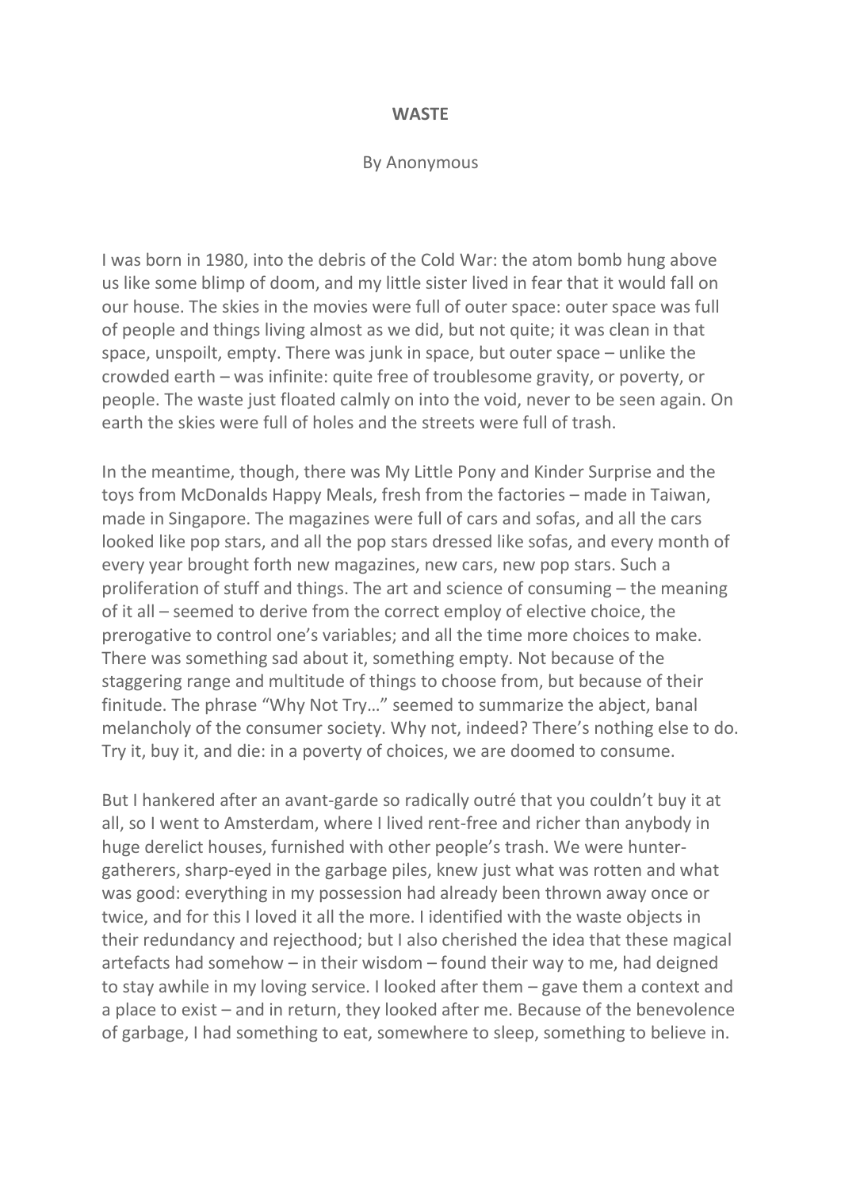# WASTE

By Anonymous

I was born in 1980, into the debris of the Cold War: the atom bomb hung above us like some blimp of doom, and my little sister lived in fear that it would fall on our house. The skies in the movies were full of outer space: outer space was full of people and things living almost as we did, but not quite; it was clean in that space, unspoilt, empty. There was junk in space, but outer space – unlike the crowded earth – was infinite: quite free of troublesome gravity, or poverty, or people. The waste just floated calmly on into the void, never to be seen again. On earth the skies were full of holes and the streets were full of trash.

In the meantime, though, there was My Little Pony and Kinder Surprise and the toys from McDonalds Happy Meals, fresh from the factories – made in Taiwan, made in Singapore. The magazines were full of cars and sofas, and all the cars looked like pop stars, and all the pop stars dressed like sofas, and every month of every year brought forth new magazines, new cars, new pop stars. Such a proliferation of stuff and things. The art and science of consuming – the meaning of it all – seemed to derive from the correct employ of elective choice, the prerogative to control one's variables; and all the time more choices to make. There was something sad about it, something empty. Not because of the staggering range and multitude of things to choose from, but because of their finitude. The phrase "Why Not Try…" seemed to summarize the abject, banal melancholy of the consumer society. Why not, indeed? There's nothing else to do. Try it, buy it, and die: in a poverty of choices, we are doomed to consume.

But I hankered after an avant-garde so radically outré that you couldn't buy it at all, so I went to Amsterdam, where I lived rent-free and richer than anybody in huge derelict houses, furnished with other people's trash. We were hunter-gatherers, sharp-eyed in the garbage piles, knew just what was rotten and what was good: everything in my possession had already been thrown away once or twice, and for this I loved it all the more. I identified with the waste objects in their redundancy and rejecthood; but I also cherished the idea that these magical artefacts had somehow – in their wisdom – found their way to me, had deigned to stay awhile in my loving service. I looked after them – gave them a context and a place to exist – and in return, they looked after me. Because of the benevolence of garbage, I had something to eat, somewhere to sleep, something to believe in.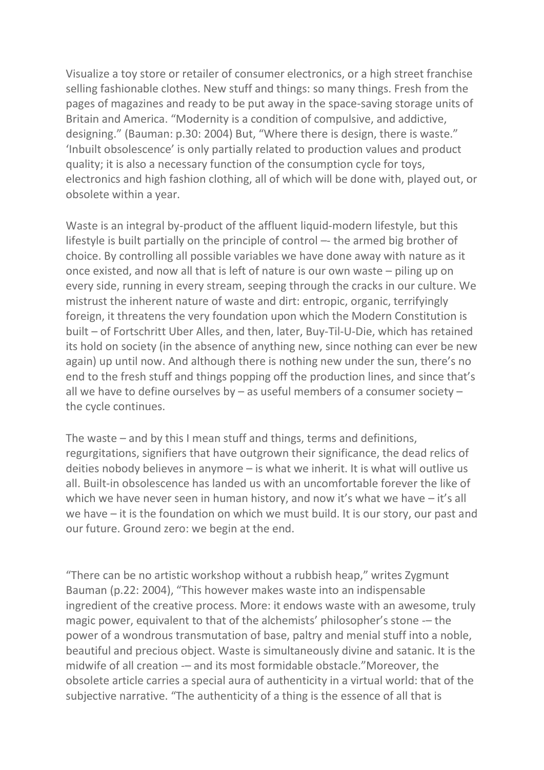Visualize a toy store or retailer of consumer electronics, or a high street franchise selling fashionable clothes. New stuff and things: so many things. Fresh from the pages of magazines and ready to be put away in the space-saving storage units of Britain and America. "Modernity is a condition of compulsive, and addictive, designing." (Bauman: p.30: 2004) But, "Where there is design, there is waste." 'Inbuilt obsolescence' is only partially related to production values and product quality; it is also a necessary function of the consumption cycle for toys, electronics and high fashion clothing, all of which will be done with, played out, or obsolete within a year.

Waste is an integral by-product of the affluent liquid-modern lifestyle, but this lifestyle is built partially on the principle of control –- the armed big brother of choice. By controlling all possible variables we have done away with nature as it once existed, and now all that is left of nature is our own waste – piling up on every side, running in every stream, seeping through the cracks in our culture. We mistrust the inherent nature of waste and dirt: entropic, organic, terrifyingly foreign, it threatens the very foundation upon which the Modern Constitution is built – of Fortschritt Uber Alles, and then, later, Buy-Til-U-Die, which has retained its hold on society (in the absence of anything new, since nothing can ever be new again) up until now. And although there is nothing new under the sun, there's no end to the fresh stuff and things popping off the production lines, and since that's all we have to define ourselves by – as useful members of a consumer society – the cycle continues.

The waste – and by this I mean stuff and things, terms and definitions, regurgitations, signifiers that have outgrown their significance, the dead relics of deities nobody believes in anymore – is what we inherit. It is what will outlive us all. Built-in obsolescence has landed us with an uncomfortable forever the like of which we have never seen in human history, and now it's what we have – it's all we have – it is the foundation on which we must build. It is our story, our past and our future. Ground zero: we begin at the end.

"There can be no artistic workshop without a rubbish heap," writes Zygmunt Bauman (p.22: 2004), "This however makes waste into an indispensable ingredient of the creative process. More: it endows waste with an awesome, truly magic power, equivalent to that of the alchemists' philosopher's stone -– the power of a wondrous transmutation of base, paltry and menial stuff into a noble, beautiful and precious object. Waste is simultaneously divine and satanic. It is the midwife of all creation -– and its most formidable obstacle."Moreover, the obsolete article carries a special aura of authenticity in a virtual world: that of the subjective narrative. "The authenticity of a thing is the essence of all that is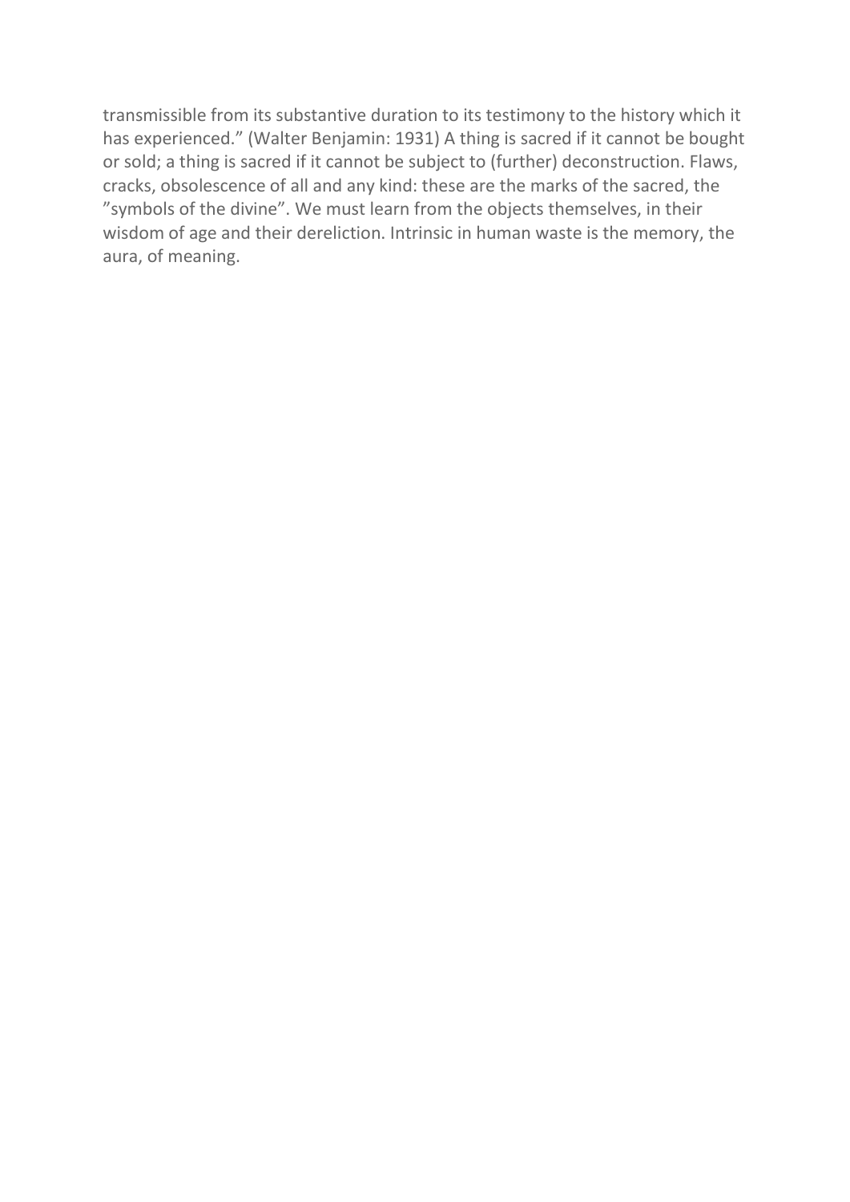transmissible from its substantive duration to its testimony to the history which it has experienced.” (Walter Benjamin: 1931) A thing is sacred if it cannot be bought or sold; a thing is sacred if it cannot be subject to (further) deconstruction. Flaws, cracks, obsolescence of all and any kind: these are the marks of the sacred, the ”symbols of the divine”. We must learn from the objects themselves, in their wisdom of age and their dereliction. Intrinsic in human waste is the memory, the aura, of meaning.